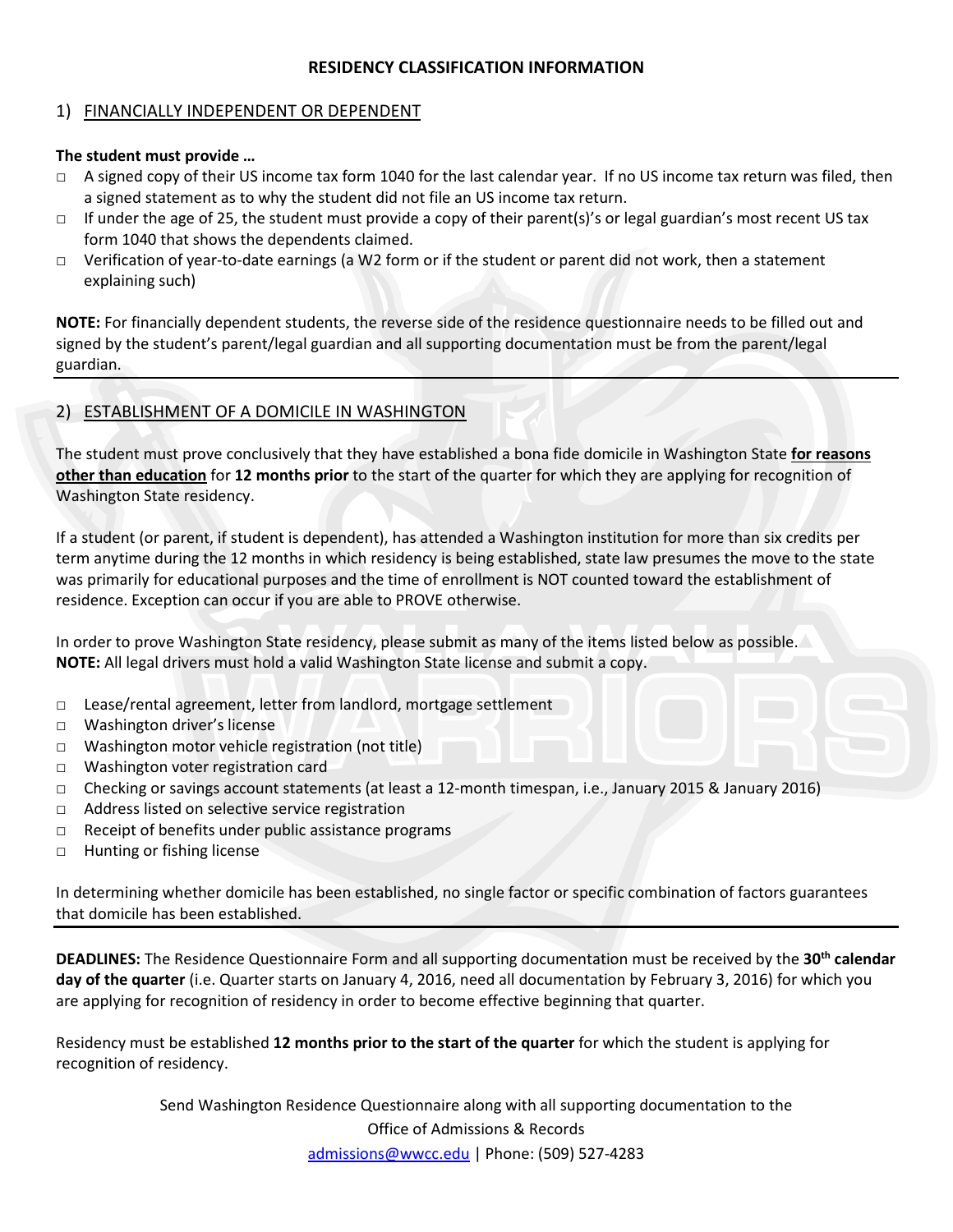# RESIDENCY CLASSIFICATION INFORMATION

## 1) FINANCIALLY INDEPENDENT OR DEPENDENT

**The student must provide …**

- □ A signed copy of their US income tax form 1040 for the last calendar year. If no US income tax return was filed, then a signed statement as to why the student did not file an US income tax return.
- □ If under the age of 25, the student must provide a copy of their parent(s)'s or legal guardian's most recent US tax form 1040 that shows the dependents claimed.
- □ Verification of year-to-date earnings (a W2 form or if the student or parent did not work, then a statement explaining such)

**NOTE:** For financially dependent students, the reverse side of the residence questionnaire needs to be filled out and signed by the student's parent/legal guardian and all supporting documentation must be from the parent/legal guardian.

---

## 2) ESTABLISHMENT OF A DOMICILE IN WASHINGTON

The student must prove conclusively that they have established a bona fide domicile in Washington State **for reasons other than education** for **12 months prior** to the start of the quarter for which they are applying for recognition of Washington State residency.

If a student (or parent, if student is dependent), has attended a Washington institution for more than six credits per term anytime during the 12 months in which residency is being established, state law presumes the move to the state was primarily for educational purposes and the time of enrollment is NOT counted toward the establishment of residence. Exception can occur if you are able to PROVE otherwise.

In order to prove Washington State residency, please submit as many of the items listed below as possible.
**NOTE:** All legal drivers must hold a valid Washington State license and submit a copy.

- □ Lease/rental agreement, letter from landlord, mortgage settlement
- □ Washington driver's license
- □ Washington motor vehicle registration (not title)
- □ Washington voter registration card
- □ Checking or savings account statements (at least a 12-month timespan, i.e., January 2015 & January 2016)
- □ Address listed on selective service registration
- □ Receipt of benefits under public assistance programs
- □ Hunting or fishing license

In determining whether domicile has been established, no single factor or specific combination of factors guarantees that domicile has been established.

---

**DEADLINES:** The Residence Questionnaire Form and all supporting documentation must be received by the **30th calendar day of the quarter** (i.e. Quarter starts on January 4, 2016, need all documentation by February 3, 2016) for which you are applying for recognition of residency in order to become effective beginning that quarter.

Residency must be established **12 months prior to the start of the quarter** for which the student is applying for recognition of residency.

Send Washington Residence Questionnaire along with all supporting documentation to the
Office of Admissions & Records
admissions@wwcc.edu | Phone: (509) 527-4283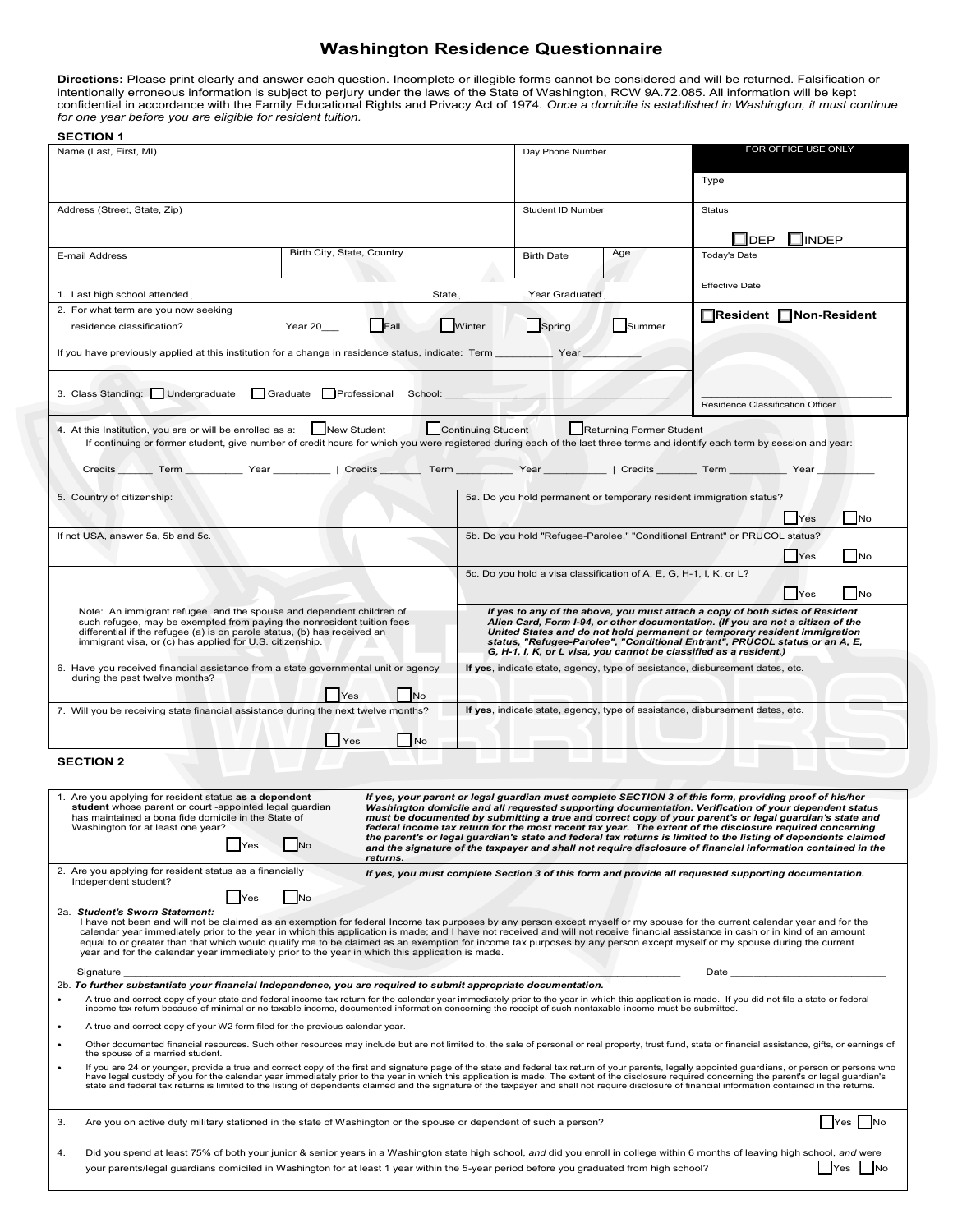# Washington Residence Questionnaire

**Directions:** Please print clearly and answer each question. Incomplete or illegible forms cannot be considered and will be returned. Falsification or intentionally erroneous information is subject to perjury under the laws of the State of Washington, RCW 9A.72.085. All information will be kept confidential in accordance with the Family Educational Rights and Privacy Act of 1974. *Once a domicile is established in Washington, it must continue for one year before you are eligible for resident tuition.*

## SECTION 1

| Name (Last, First, MI) | | Day Phone Number | | FOR OFFICE USE ONLY |
|---|---|---|---|---|
| | | | | Type |
| Address (Street, State, Zip) | | Student ID Number | | Status ☐ DEP ☐ INDEP |
| E-mail Address | Birth City, State, Country | Birth Date | Age | Today's Date |
| 1. Last high school attended | State | Year Graduated | | Effective Date |

2. For what term are you now seeking residence classification? Year 20___ ☐ Fall ☐ Winter ☐ Spring ☐ Summer

If you have previously applied at this institution for a change in residence status, indicate: Term __________ Year __________

☐ Resident ☐ Non-Resident

3. Class Standing: ☐ Undergraduate ☐ Graduate ☐ Professional School: ______________________________

______________________________
Residence Classification Officer

4. At this Institution, you are or will be enrolled as a: ☐ New Student ☐ Continuing Student ☐ Returning Former Student

If continuing or former student, give number of credit hours for which you were registered during each of the last three terms and identify each term by session and year:

Credits ______ Term __________ Year __________ | Credits ______ Term __________ Year __________ | Credits ______ Term __________ Year __________

5. Country of citizenship:

If not USA, answer 5a, 5b and 5c.

5a. Do you hold permanent or temporary resident immigration status? ☐ Yes ☐ No

5b. Do you hold "Refugee-Parolee," "Conditional Entrant" or PRUCOL status? ☐ Yes ☐ No

5c. Do you hold a visa classification of A, E, G, H-1, I, K, or L? ☐ Yes ☐ No

Note: An immigrant refugee, and the spouse and dependent children of such refugee, may be exempted from paying the nonresident tuition fees differential if the refugee (a) is on parole status, (b) has received an immigrant visa, or (c) has applied for U.S. citizenship.

***If yes to any of the above, you must attach a copy of both sides of Resident Alien Card, Form I-94, or other documentation. (If you are not a citizen of the United States and do not hold permanent or temporary resident immigration status, "Refugee-Parolee", "Conditional Entrant", PRUCOL status or an A, E, G, H-1, I, K, or L visa, you cannot be classified as a resident.)***

6. Have you received financial assistance from a state governmental unit or agency during the past twelve months? ☐ Yes ☐ No

**If yes**, indicate state, agency, type of assistance, disbursement dates, etc.

7. Will you be receiving state financial assistance during the next twelve months? ☐ Yes ☐ No

**If yes**, indicate state, agency, type of assistance, disbursement dates, etc.

## SECTION 2

1. Are you applying for resident status **as a dependent student** whose parent or court-appointed legal guardian has maintained a bona fide domicile in the State of Washington for at least one year? ☐ Yes ☐ No

***If yes, your parent or legal guardian must complete SECTION 3 of this form, providing proof of his/her Washington domicile and all requested supporting documentation. Verification of your dependent status must be documented by submitting a true and correct copy of your parent's or legal guardian's state and federal income tax return for the most recent tax year. The extent of the disclosure required concerning the parent's or legal guardian's state and federal tax returns is limited to the listing of dependents claimed and the signature of the taxpayer and shall not require disclosure of financial information contained in the returns.***

2. Are you applying for resident status as a financially Independent student? ☐ Yes ☐ No

***If yes, you must complete Section 3 of this form and provide all requested supporting documentation.***

2a. ***Student's Sworn Statement:***
I have not been and will not be claimed as an exemption for federal Income tax purposes by any person except myself or my spouse for the current calendar year and for the calendar year immediately prior to the year in which this application is made; and I have not received and will not receive financial assistance in cash or in kind of an amount equal to or greater than that which would qualify me to be claimed as an exemption for income tax purposes by any person except myself or my spouse during the current year and for the calendar year immediately prior to the year in which this application is made.

Signature ______________________________________________ Date ____________________

2b. ***To further substantiate your financial Independence, you are required to submit appropriate documentation.***

- A true and correct copy of your state and federal income tax return for the calendar year immediately prior to the year in which this application is made. If you did not file a state or federal income tax return because of minimal or no taxable income, documented information concerning the receipt of such nontaxable income must be submitted.
- A true and correct copy of your W2 form filed for the previous calendar year.
- Other documented financial resources. Such other resources may include but are not limited to, the sale of personal or real property, trust fund, state or financial assistance, gifts, or earnings of the spouse of a married student.
- If you are 24 or younger, provide a true and correct copy of the first and signature page of the state and federal tax return of your parents, legally appointed guardians, or person or persons who have legal custody of you for the calendar year immediately prior to the year in which this application is made. The extent of the disclosure required concerning the parent's or legal guardian's state and federal tax returns is limited to the listing of dependents claimed and the signature of the taxpayer and shall not require disclosure of financial information contained in the returns.

3. Are you on active duty military stationed in the state of Washington or the spouse or dependent of such a person? ☐ Yes ☐ No

4. Did you spend at least 75% of both your junior & senior years in a Washington state high school, *and* did you enroll in college within 6 months of leaving high school, *and* were your parents/legal guardians domiciled in Washington for at least 1 year within the 5-year period before you graduated from high school? ☐ Yes ☐ No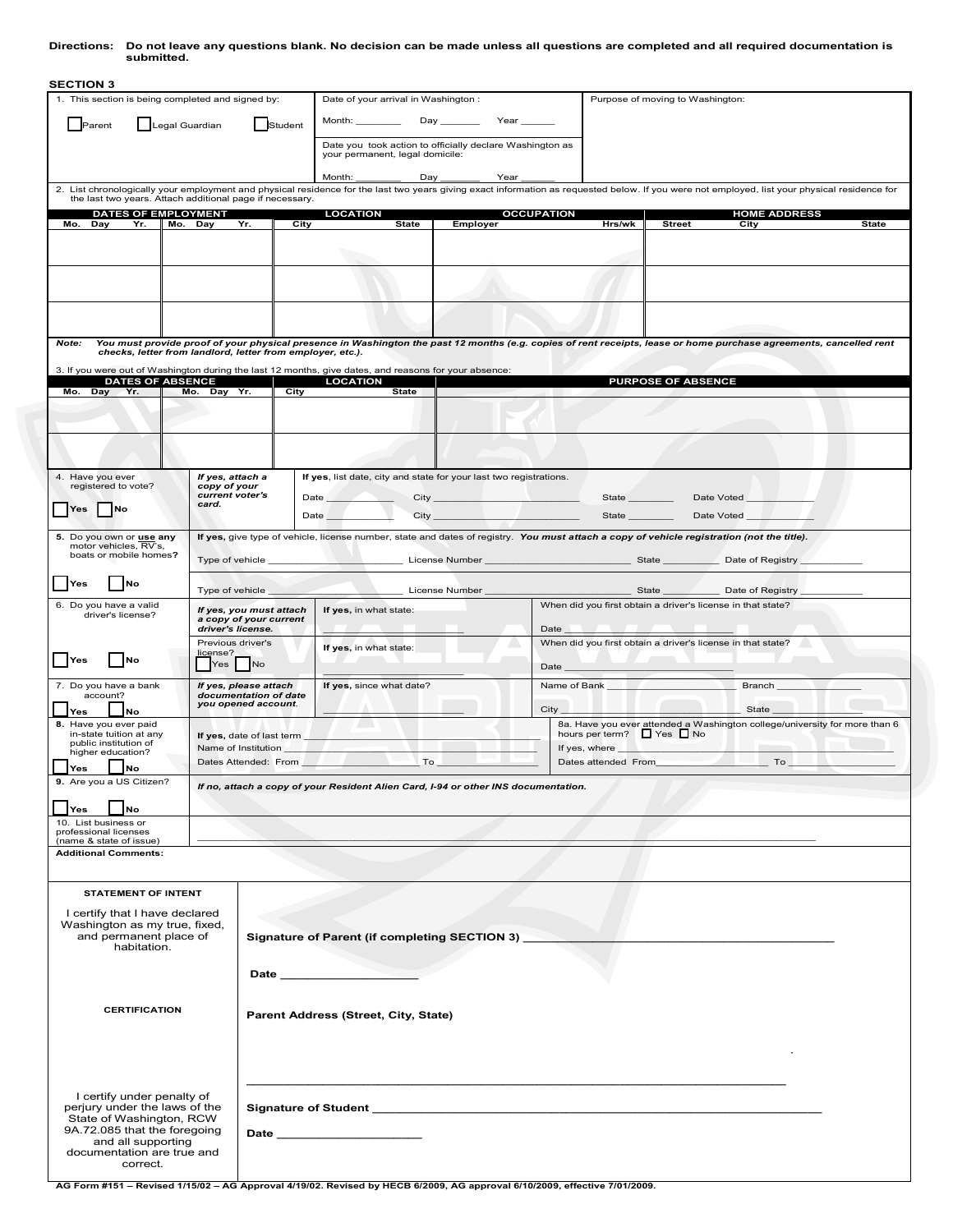**Directions: Do not leave any questions blank. No decision can be made unless all questions are completed and all required documentation is submitted.**

**SECTION 3**

1. This section is being completed and signed by:

☐ Parent ☐ Legal Guardian ☐ Student

Date of your arrival in Washington :

Month: ________ Day _______ Year ______

Date you took action to officially declare Washington as your permanent, legal domicile:

Month: ________ Day _______ Year ______

Purpose of moving to Washington:

2. List chronologically your employment and physical residence for the last two years giving exact information as requested below. If you were not employed, list your physical residence for the last two years. Attach additional page if necessary.

| DATES OF EMPLOYMENT | | LOCATION | | OCCUPATION | | HOME ADDRESS | | |
|---|---|---|---|---|---|---|---|---|
| Mo. Day Yr. | Mo. Day Yr. | City | State | Employer | Hrs/wk | Street | City | State |
| | | | | | | | | |
| | | | | | | | | |
| | | | | | | | | |

*Note: You must provide proof of your physical presence in Washington the past 12 months (e.g. copies of rent receipts, lease or home purchase agreements, cancelled rent checks, letter from landlord, letter from employer, etc.).*

3. If you were out of Washington during the last 12 months, give dates, and reasons for your absence:

| DATES OF ABSENCE | | LOCATION | | PURPOSE OF ABSENCE |
|---|---|---|---|---|
| Mo. Day Yr. | Mo. Day Yr. | City | State | |
| | | | | |
| | | | | |

4. Have you ever registered to vote? ☐ Yes ☐ No

*If yes, attach a copy of your current voter's card.*

**If yes**, list date, city and state for your last two registrations.

Date __________ City ______________________ State ________ Date Voted ___________

Date __________ City ______________________ State ________ Date Voted ___________

**5.** Do you own or **use any** motor vehicles, RV's, boats or mobile homes**?** ☐ Yes ☐ No

**If yes**, give type of vehicle, license number, state and dates of registry. ***You must attach a copy of vehicle registration (not the title).***

Type of vehicle ______________________ License Number ______________________ State __________ Date of Registry ___________

Type of vehicle ______________________ License Number ______________________ State __________ Date of Registry ___________

6. Do you have a valid driver's license? ☐ Yes ☐ No

*If yes, you must attach a copy of your current driver's license.*

**If yes,** in what state: ______________________

When did you first obtain a driver's license in that state? Date ______________________

Previous driver's license? ☐ Yes ☐ No

**If yes,** in what state: ______________________

When did you first obtain a driver's license in that state? Date ______________________

7. Do you have a bank account? ☐ Yes ☐ No

*If yes, please attach documentation of date you opened account.*

**If yes,** since what date? ______________________

Name of Bank ______________________ Branch ___________

City ______________________ State ______

**8.** Have you ever paid in-state tuition at any public institution of higher education? ☐ Yes ☐ No

**If yes,** date of last term ______________________

Name of Institution ______________________

Dates Attended: From ______________ To ______________

8a. Have you ever attended a Washington college/university for more than 6 hours per term? ☐ Yes ☐ No

If yes, where ______________________

Dates attended From ______________ To ______________

**9.** Are you a US Citizen? ☐ Yes ☐ No

*If no, attach a copy of your Resident Alien Card, I-94 or other INS documentation.*

10. List business or professional licenses (name & state of issue) ______________________

**Additional Comments:**

**STATEMENT OF INTENT**

I certify that I have declared Washington as my true, fixed, and permanent place of habitation.

**Signature of Parent (if completing SECTION 3)** ______________________

**Date** ______________________

**CERTIFICATION**

**Parent Address (Street, City, State)**

______________________

I certify under penalty of perjury under the laws of the State of Washington, RCW 9A.72.085 that the foregoing and all supporting documentation are true and correct.

**Signature of Student** ______________________

**Date** ______________________

**AG Form #151 – Revised 1/15/02 – AG Approval 4/19/02. Revised by HECB 6/2009, AG approval 6/10/2009, effective 7/01/2009.**